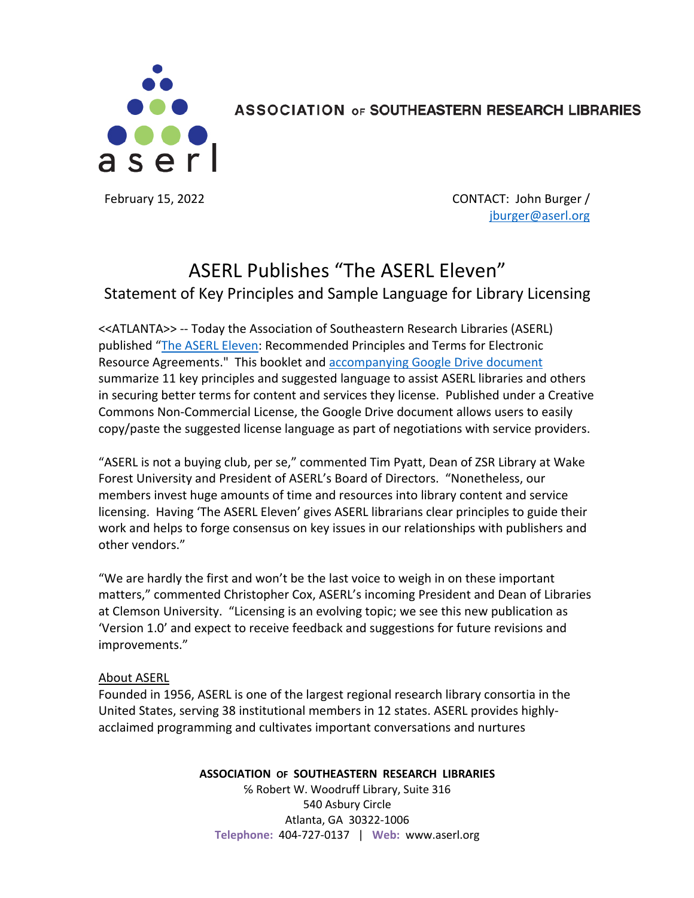**ASSOCIATION OF SOUTHEASTERN RESEARCH LIBRARIES**

February 15, 2022

CONTACT: John Burger / jburger@aserl.org

# ASERL Publishes "The ASERL Eleven"

## Statement of Key Principles and Sample Language for Library Licensing

<<ATLANTA>> -- Today the Association of Southeastern Research Libraries (ASERL) published "The ASERL Eleven: Recommended Principles and Terms for Electronic Resource Agreements." This booklet and accompanying Google Drive document summarize 11 key principles and suggested language to assist ASERL libraries and others in securing better terms for content and services they license. Published under a Creative Commons Non-Commercial License, the Google Drive document allows users to easily copy/paste the suggested license language as part of negotiations with service providers.

"ASERL is not a buying club, per se," commented Tim Pyatt, Dean of ZSR Library at Wake Forest University and President of ASERL's Board of Directors. "Nonetheless, our members invest huge amounts of time and resources into library content and service licensing. Having 'The ASERL Eleven' gives ASERL librarians clear principles to guide their work and helps to forge consensus on key issues in our relationships with publishers and other vendors."

"We are hardly the first and won't be the last voice to weigh in on these important matters," commented Christopher Cox, ASERL's incoming President and Dean of Libraries at Clemson University. "Licensing is an evolving topic; we see this new publication as 'Version 1.0' and expect to receive feedback and suggestions for future revisions and improvements."

About ASERL

Founded in 1956, ASERL is one of the largest regional research library consortia in the United States, serving 38 institutional members in 12 states. ASERL provides highly-acclaimed programming and cultivates important conversations and nurtures

**ASSOCIATION OF SOUTHEASTERN RESEARCH LIBRARIES**
℅ Robert W. Woodruff Library, Suite 316
540 Asbury Circle
Atlanta, GA 30322-1006
**Telephone:** 404-727-0137 | **Web:** www.aserl.org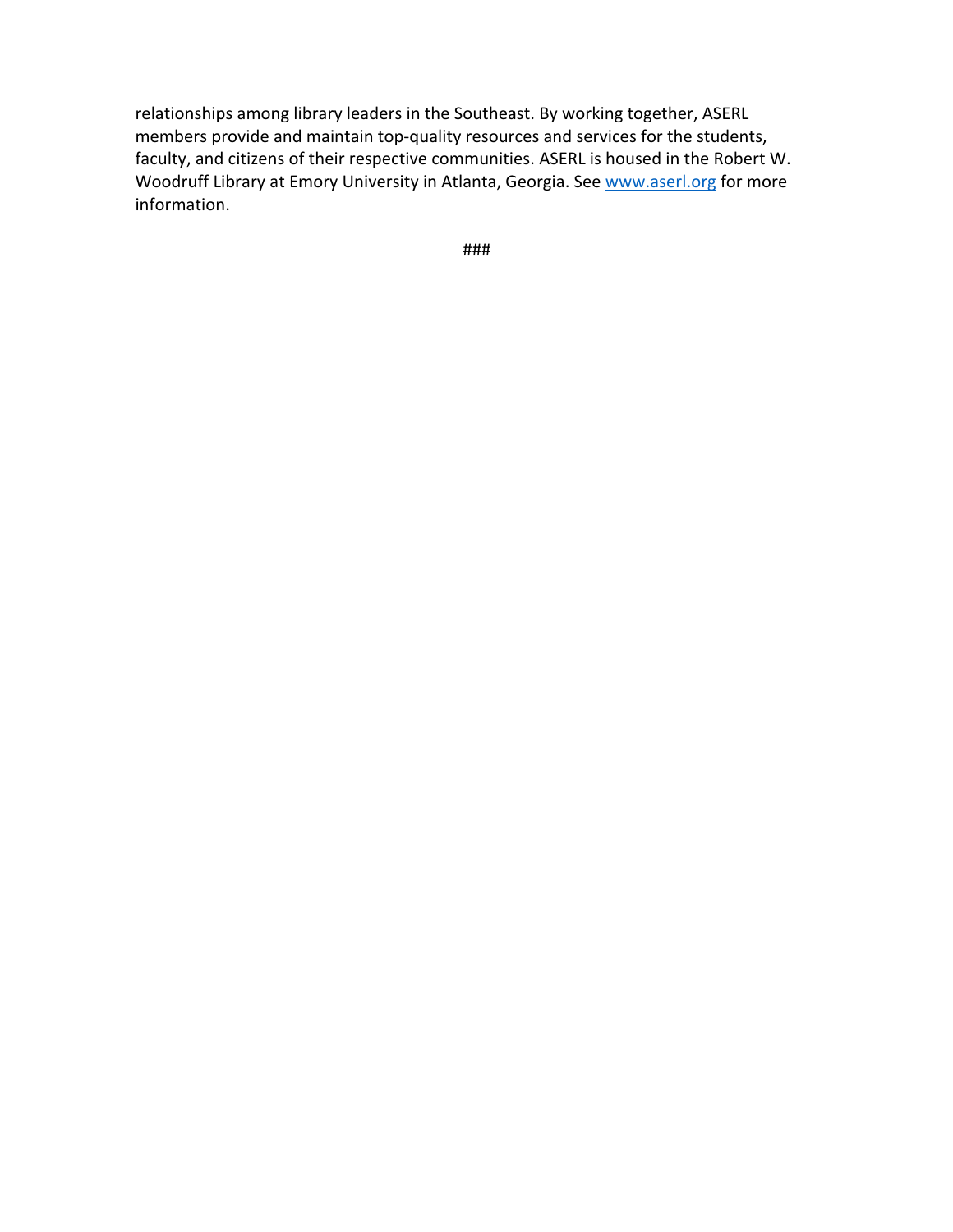relationships among library leaders in the Southeast. By working together, ASERL members provide and maintain top-quality resources and services for the students, faculty, and citizens of their respective communities. ASERL is housed in the Robert W. Woodruff Library at Emory University in Atlanta, Georgia. See [www.aserl.org](http://www.aserl.org) for more information.

###